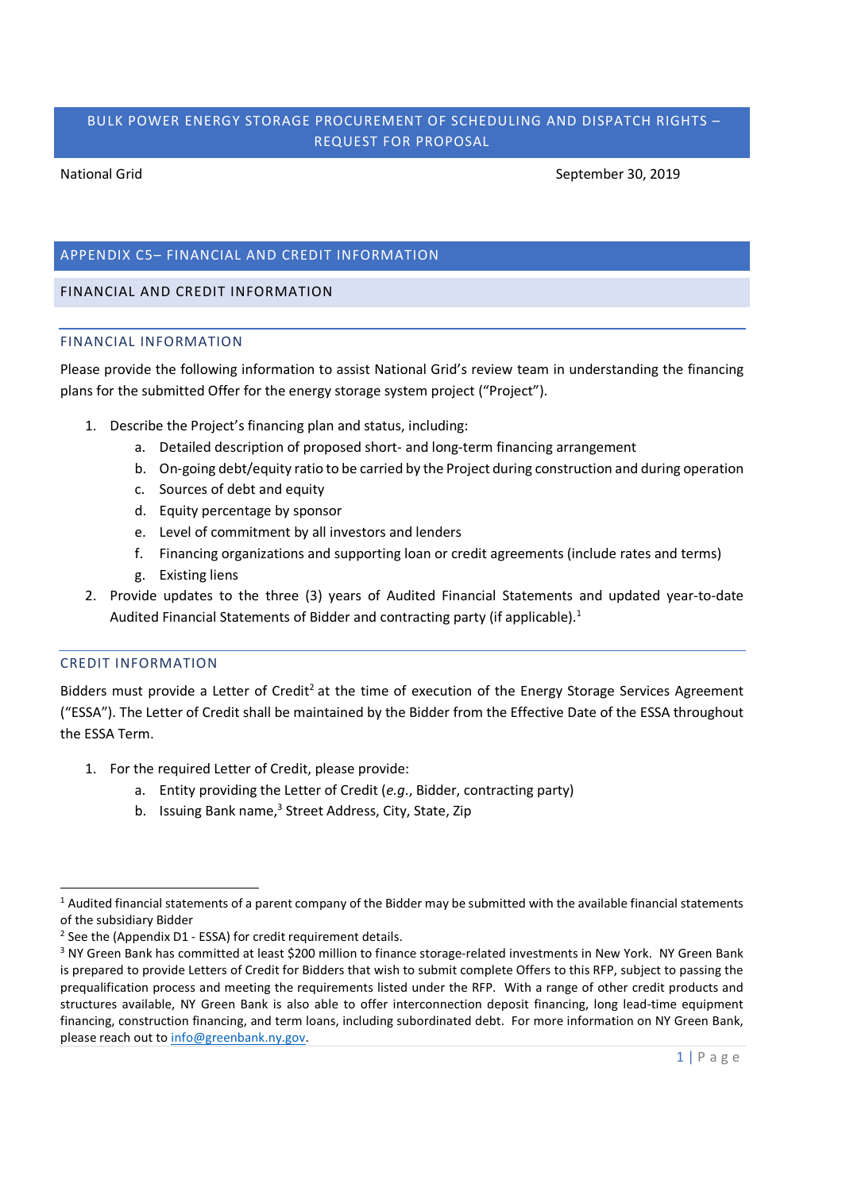# BULK POWER ENERGY STORAGE PROCUREMENT OF SCHEDULING AND DISPATCH RIGHTS – REQUEST FOR PROPOSAL

National Grid September 30, 2019

## APPENDIX C5– FINANCIAL AND CREDIT INFORMATION

## FINANCIAL AND CREDIT INFORMATION

### FINANCIAL INFORMATION

Please provide the following information to assist National Grid's review team in understanding the financing plans for the submitted Offer for the energy storage system project ("Project").

1. Describe the Project's financing plan and status, including:
   a. Detailed description of proposed short- and long-term financing arrangement
   b. On-going debt/equity ratio to be carried by the Project during construction and during operation
   c. Sources of debt and equity
   d. Equity percentage by sponsor
   e. Level of commitment by all investors and lenders
   f. Financing organizations and supporting loan or credit agreements (include rates and terms)
   g. Existing liens
2. Provide updates to the three (3) years of Audited Financial Statements and updated year-to-date Audited Financial Statements of Bidder and contracting party (if applicable).[1]

### CREDIT INFORMATION

Bidders must provide a Letter of Credit[2] at the time of execution of the Energy Storage Services Agreement ("ESSA"). The Letter of Credit shall be maintained by the Bidder from the Effective Date of the ESSA throughout the ESSA Term.

1. For the required Letter of Credit, please provide:
   a. Entity providing the Letter of Credit (*e.g.*, Bidder, contracting party)
   b. Issuing Bank name,[3] Street Address, City, State, Zip

---

[1] Audited financial statements of a parent company of the Bidder may be submitted with the available financial statements of the subsidiary Bidder

[2] See the (Appendix D1 - ESSA) for credit requirement details.

[3] NY Green Bank has committed at least $200 million to finance storage-related investments in New York. NY Green Bank is prepared to provide Letters of Credit for Bidders that wish to submit complete Offers to this RFP, subject to passing the prequalification process and meeting the requirements listed under the RFP. With a range of other credit products and structures available, NY Green Bank is also able to offer interconnection deposit financing, long lead-time equipment financing, construction financing, and term loans, including subordinated debt. For more information on NY Green Bank, please reach out to info@greenbank.ny.gov.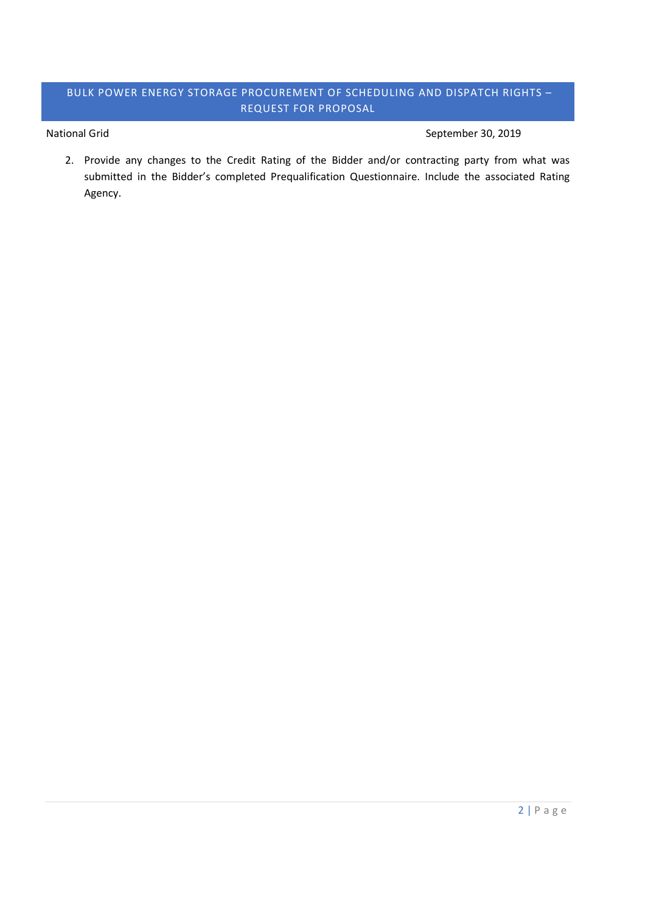2. Provide any changes to the Credit Rating of the Bidder and/or contracting party from what was submitted in the Bidder's completed Prequalification Questionnaire. Include the associated Rating Agency.